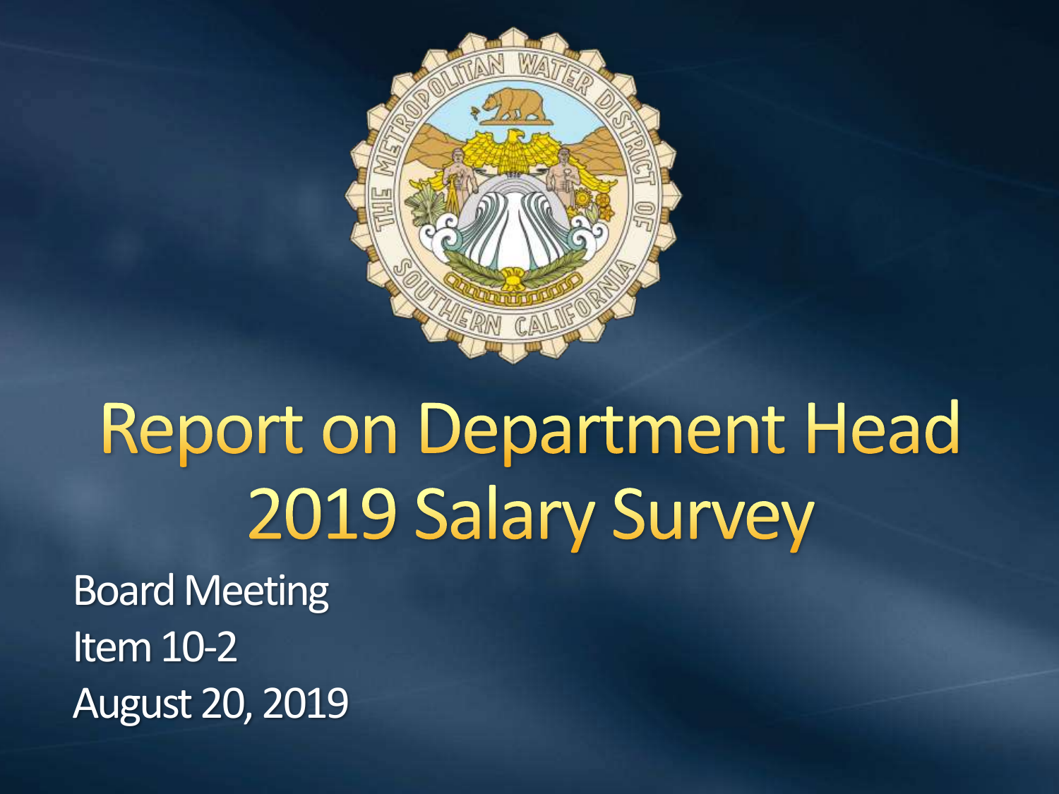# Report on Department Head 2019 Salary Survey

Board Meeting

Item 10-2

August 20, 2019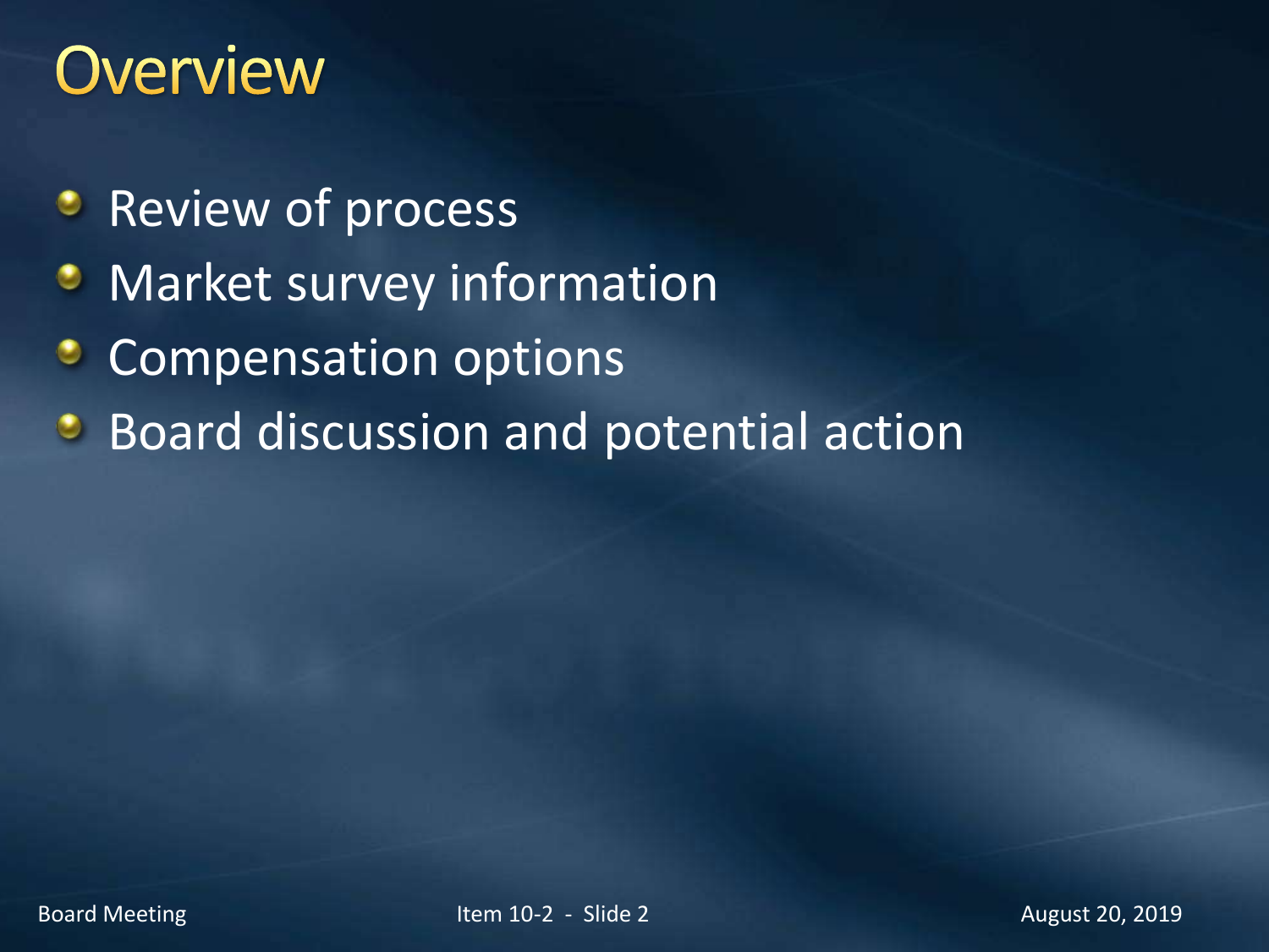# Overview

- Review of process
- Market survey information
- Compensation options
- Board discussion and potential action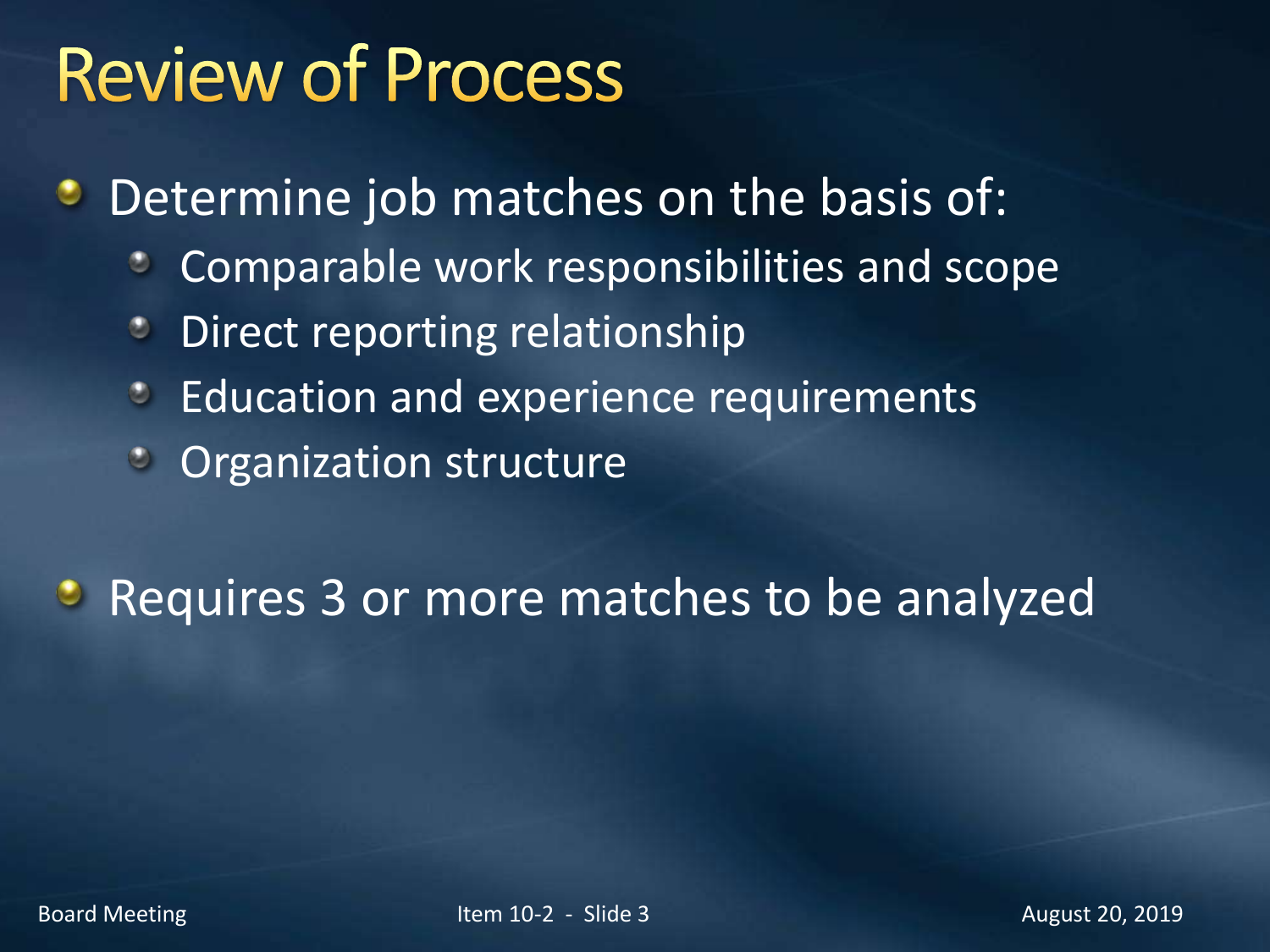# Review of Process

- Determine job matches on the basis of:
  - Comparable work responsibilities and scope
  - Direct reporting relationship
  - Education and experience requirements
  - Organization structure

- Requires 3 or more matches to be analyzed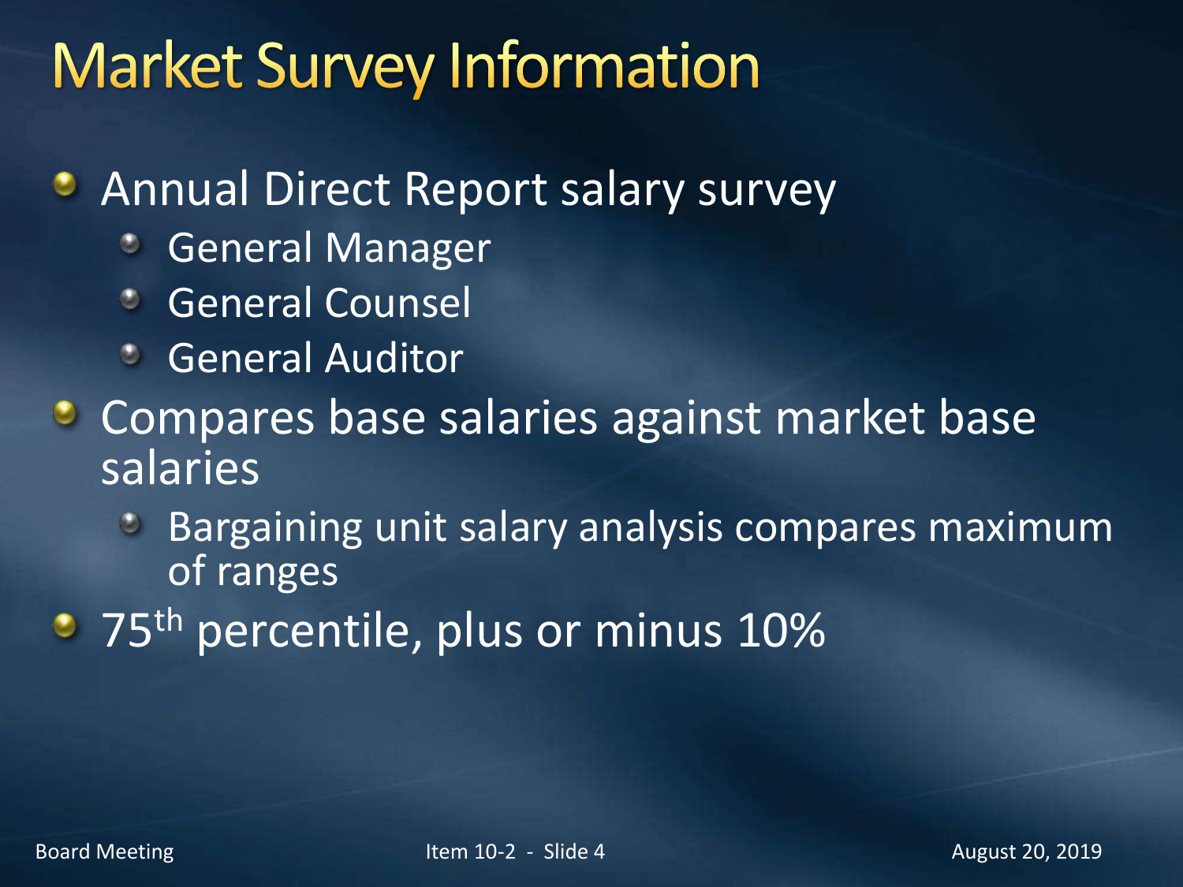# Market Survey Information

- Annual Direct Report salary survey
  - General Manager
  - General Counsel
  - General Auditor
- Compares base salaries against market base salaries
  - Bargaining unit salary analysis compares maximum of ranges
- 75th percentile, plus or minus 10%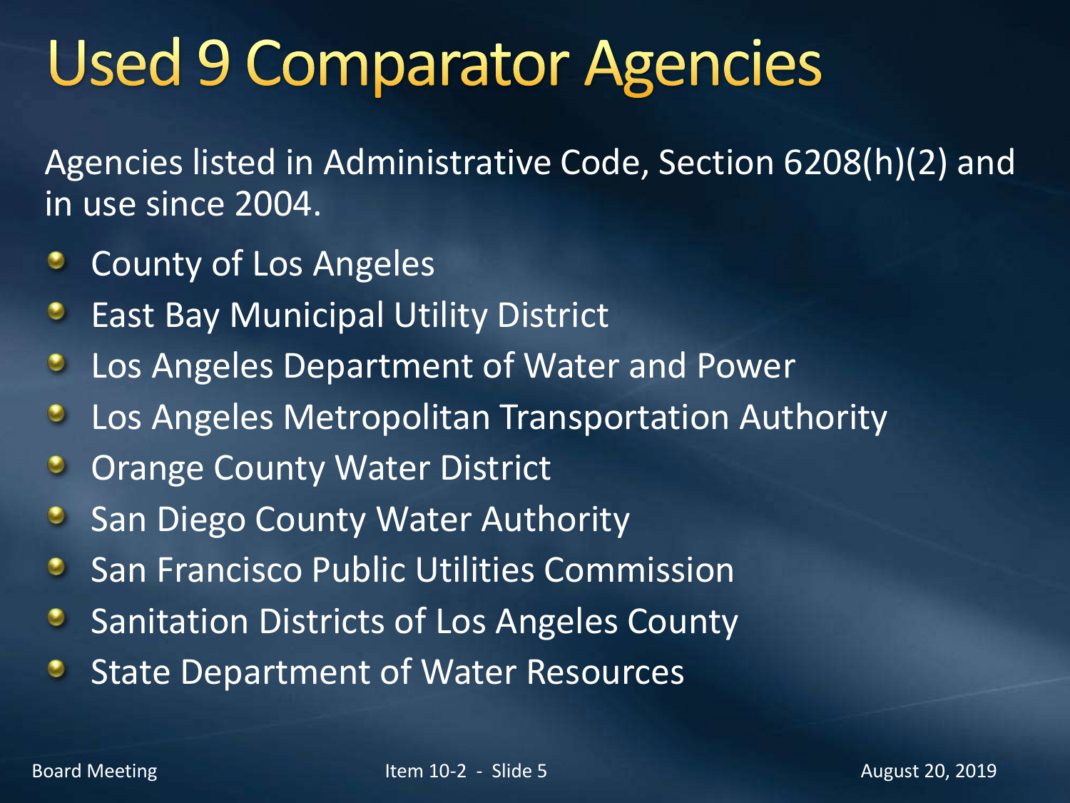# Used 9 Comparator Agencies

Agencies listed in Administrative Code, Section 6208(h)(2) and in use since 2004.

- County of Los Angeles
- East Bay Municipal Utility District
- Los Angeles Department of Water and Power
- Los Angeles Metropolitan Transportation Authority
- Orange County Water District
- San Diego County Water Authority
- San Francisco Public Utilities Commission
- Sanitation Districts of Los Angeles County
- State Department of Water Resources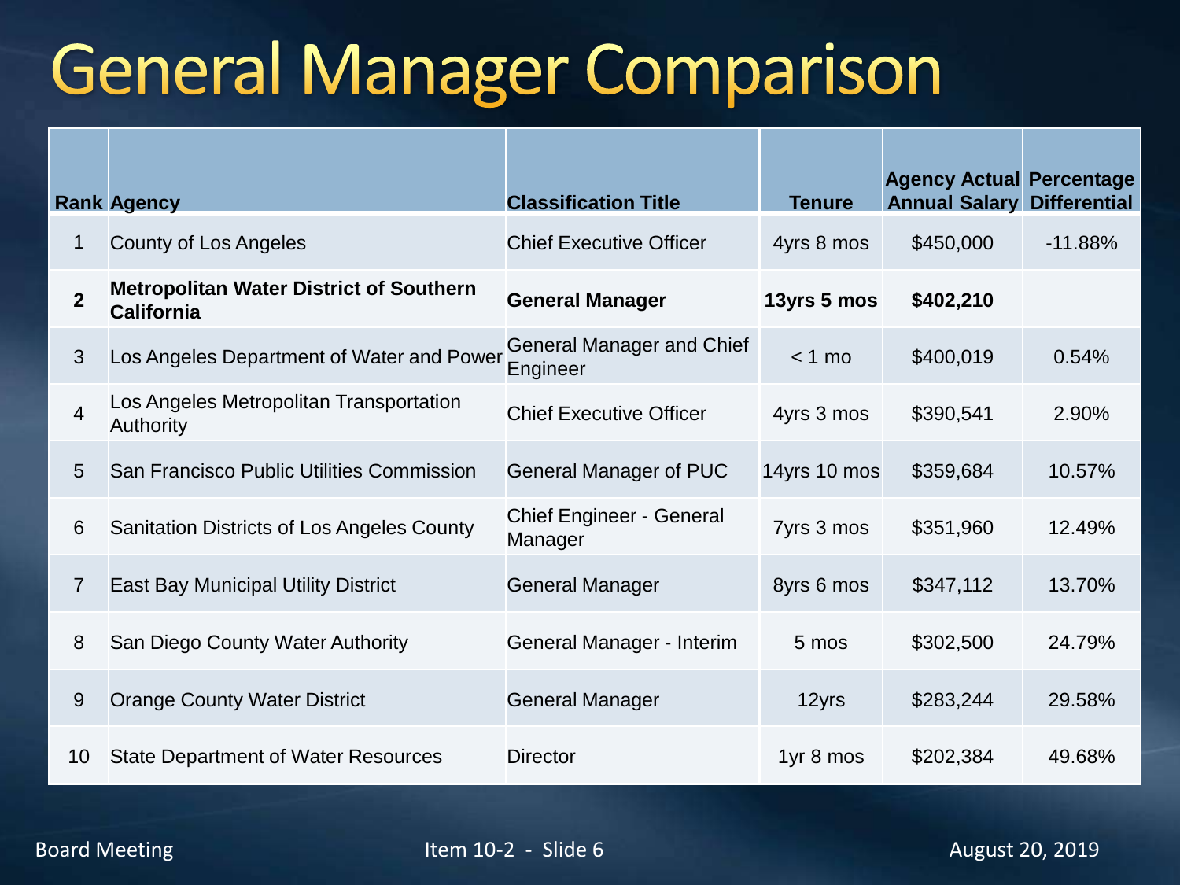# General Manager Comparison

| Rank | Agency | Classification Title | Tenure | Agency Actual Annual Salary | Percentage Differential |
|---|---|---|---|---|---|
| 1 | County of Los Angeles | Chief Executive Officer | 4yrs 8 mos | $450,000 | -11.88% |
| **2** | **Metropolitan Water District of Southern California** | **General Manager** | **13yrs 5 mos** | **$402,210** | |
| 3 | Los Angeles Department of Water and Power | General Manager and Chief Engineer | < 1 mo | $400,019 | 0.54% |
| 4 | Los Angeles Metropolitan Transportation Authority | Chief Executive Officer | 4yrs 3 mos | $390,541 | 2.90% |
| 5 | San Francisco Public Utilities Commission | General Manager of PUC | 14yrs 10 mos | $359,684 | 10.57% |
| 6 | Sanitation Districts of Los Angeles County | Chief Engineer - General Manager | 7yrs 3 mos | $351,960 | 12.49% |
| 7 | East Bay Municipal Utility District | General Manager | 8yrs 6 mos | $347,112 | 13.70% |
| 8 | San Diego County Water Authority | General Manager - Interim | 5 mos | $302,500 | 24.79% |
| 9 | Orange County Water District | General Manager | 12yrs | $283,244 | 29.58% |
| 10 | State Department of Water Resources | Director | 1yr 8 mos | $202,384 | 49.68% |

Board Meeting Item 10-2 - Slide 6 August 20, 2019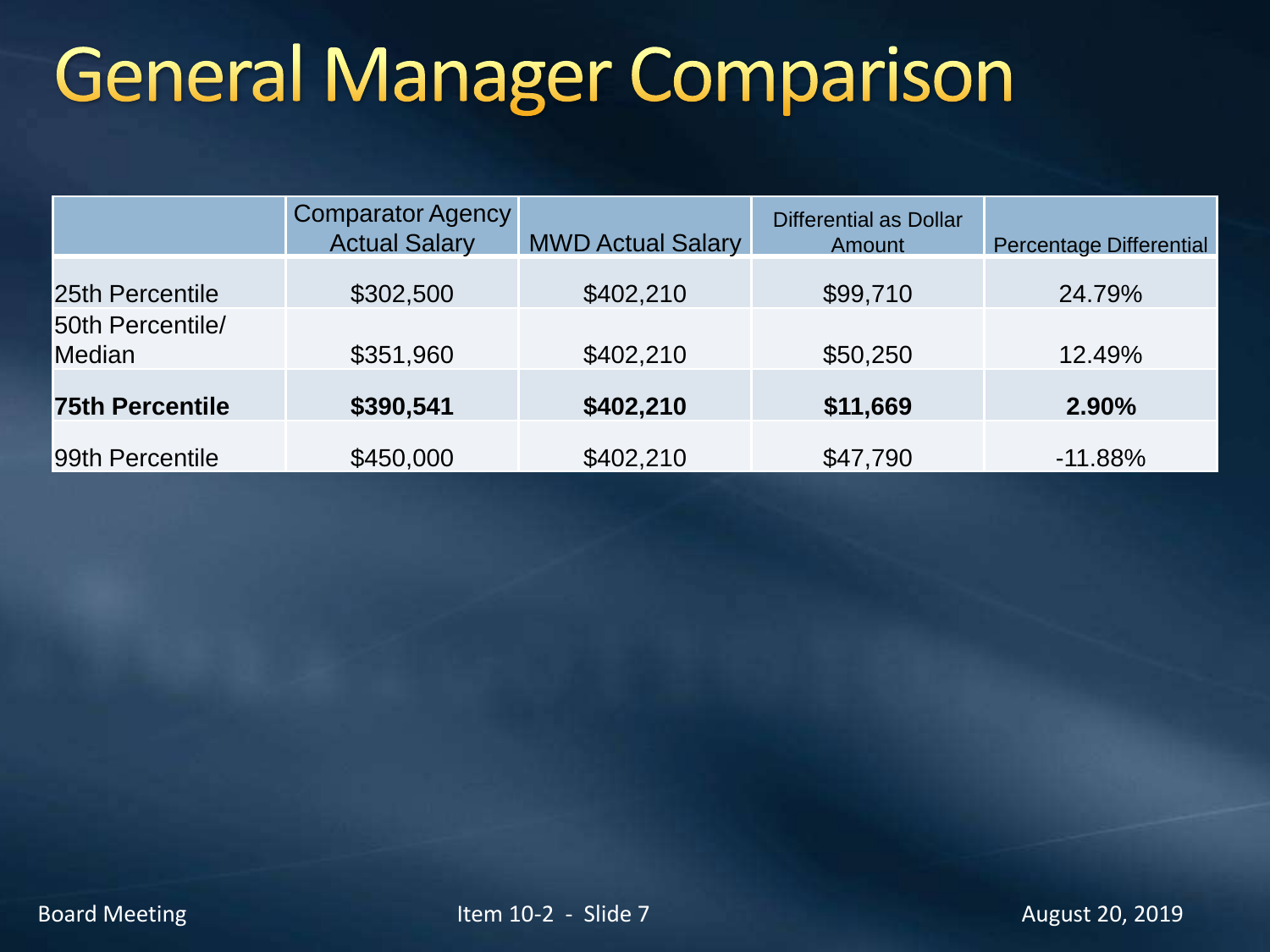# General Manager Comparison

| | Comparator Agency Actual Salary | MWD Actual Salary | Differential as Dollar Amount | Percentage Differential |
|---|---|---|---|---|
| 25th Percentile | $302,500 | $402,210 | $99,710 | 24.79% |
| 50th Percentile/ Median | $351,960 | $402,210 | $50,250 | 12.49% |
| **75th Percentile** | **$390,541** | **$402,210** | **$11,669** | **2.90%** |
| 99th Percentile | $450,000 | $402,210 | $47,790 | -11.88% |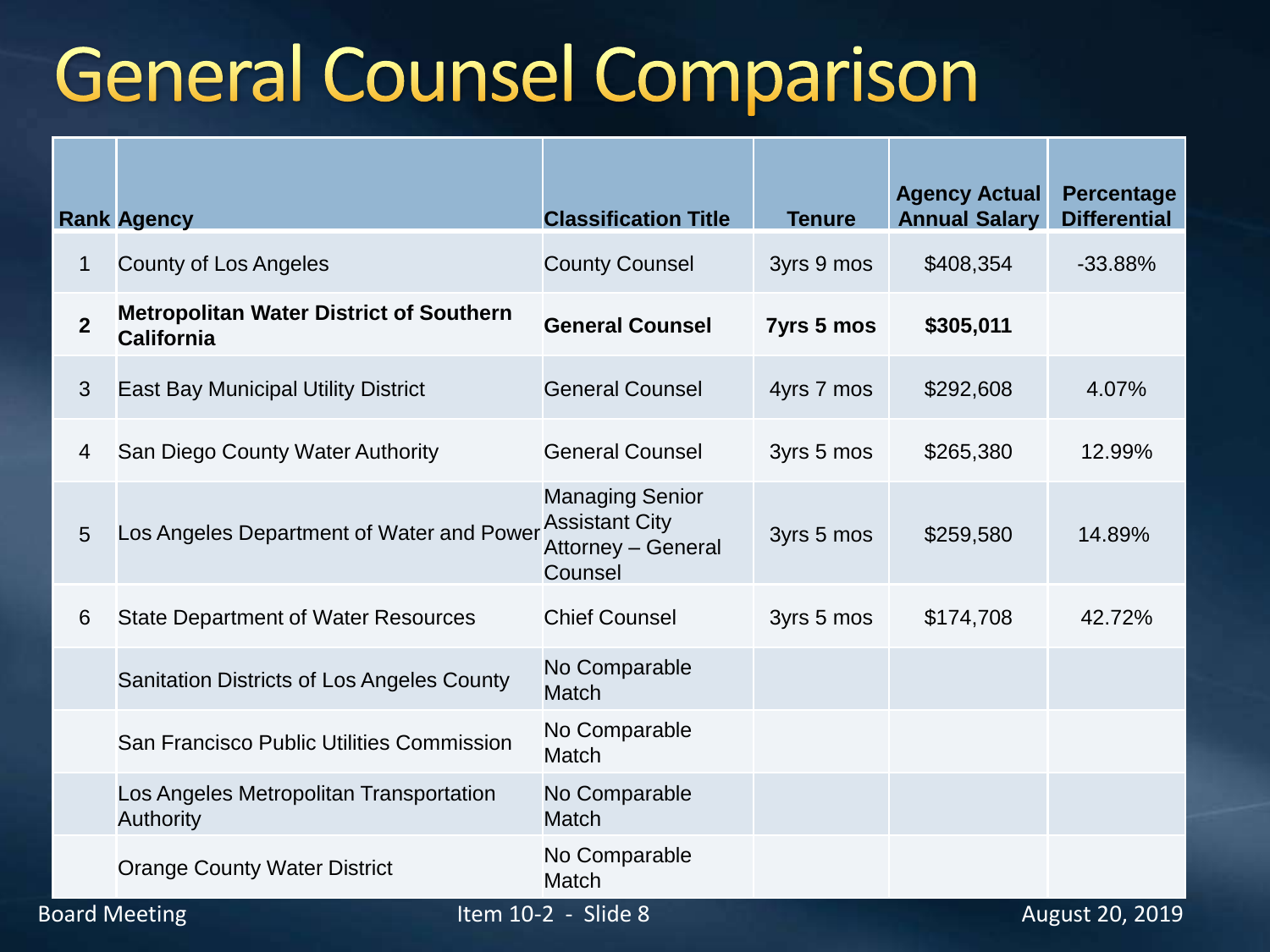# General Counsel Comparison

| Rank | Agency | Classification Title | Tenure | Agency Actual Annual Salary | Percentage Differential |
|---|---|---|---|---|---|
| 1 | County of Los Angeles | County Counsel | 3yrs 9 mos | $408,354 | -33.88% |
| **2** | **Metropolitan Water District of Southern California** | **General Counsel** | **7yrs 5 mos** | **$305,011** | |
| 3 | East Bay Municipal Utility District | General Counsel | 4yrs 7 mos | $292,608 | 4.07% |
| 4 | San Diego County Water Authority | General Counsel | 3yrs 5 mos | $265,380 | 12.99% |
| 5 | Los Angeles Department of Water and Power | Managing Senior Assistant City Attorney – General Counsel | 3yrs 5 mos | $259,580 | 14.89% |
| 6 | State Department of Water Resources | Chief Counsel | 3yrs 5 mos | $174,708 | 42.72% |
| | Sanitation Districts of Los Angeles County | No Comparable Match | | | |
| | San Francisco Public Utilities Commission | No Comparable Match | | | |
| | Los Angeles Metropolitan Transportation Authority | No Comparable Match | | | |
| | Orange County Water District | No Comparable Match | | | |

Board Meeting — Item 10-2 - Slide 8 — August 20, 2019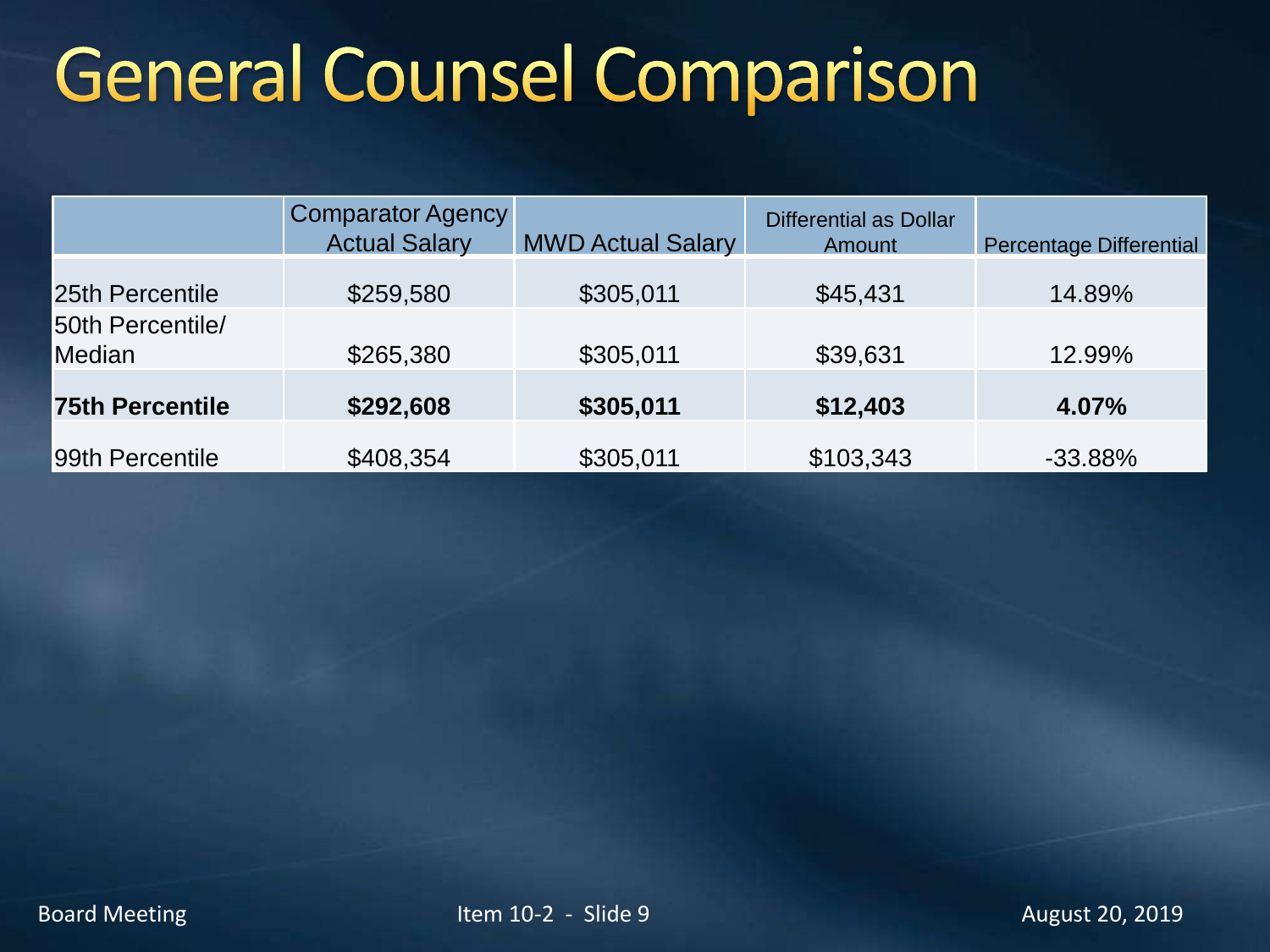# General Counsel Comparison

| | Comparator Agency Actual Salary | MWD Actual Salary | Differential as Dollar Amount | Percentage Differential |
|---|---|---|---|---|
| 25th Percentile | $259,580 | $305,011 | $45,431 | 14.89% |
| 50th Percentile/ Median | $265,380 | $305,011 | $39,631 | 12.99% |
| **75th Percentile** | **$292,608** | **$305,011** | **$12,403** | **4.07%** |
| 99th Percentile | $408,354 | $305,011 | $103,343 | -33.88% |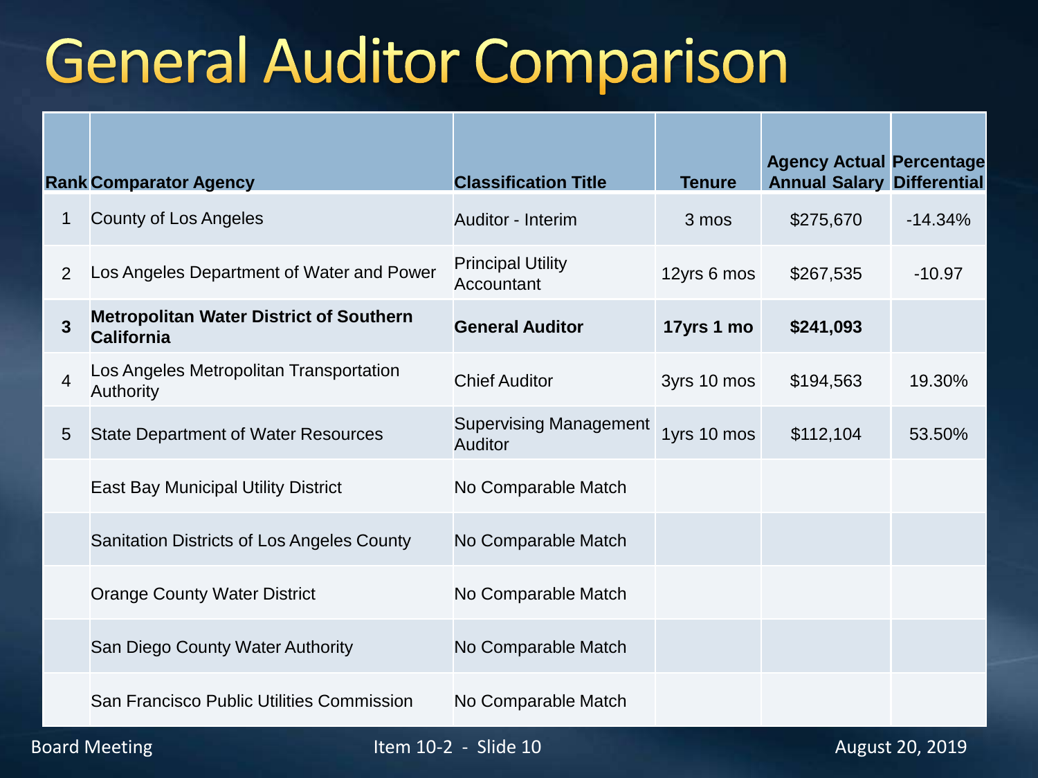# General Auditor Comparison

| Rank | Comparator Agency | Classification Title | Tenure | Agency Actual Annual Salary | Percentage Differential |
|---|---|---|---|---|---|
| 1 | County of Los Angeles | Auditor - Interim | 3 mos | $275,670 | -14.34% |
| 2 | Los Angeles Department of Water and Power | Principal Utility Accountant | 12yrs 6 mos | $267,535 | -10.97 |
| **3** | **Metropolitan Water District of Southern California** | **General Auditor** | **17yrs 1 mo** | **$241,093** | |
| 4 | Los Angeles Metropolitan Transportation Authority | Chief Auditor | 3yrs 10 mos | $194,563 | 19.30% |
| 5 | State Department of Water Resources | Supervising Management Auditor | 1yrs 10 mos | $112,104 | 53.50% |
| | East Bay Municipal Utility District | No Comparable Match | | | |
| | Sanitation Districts of Los Angeles County | No Comparable Match | | | |
| | Orange County Water District | No Comparable Match | | | |
| | San Diego County Water Authority | No Comparable Match | | | |
| | San Francisco Public Utilities Commission | No Comparable Match | | | |

Board Meeting — Item 10-2 - Slide 10 — August 20, 2019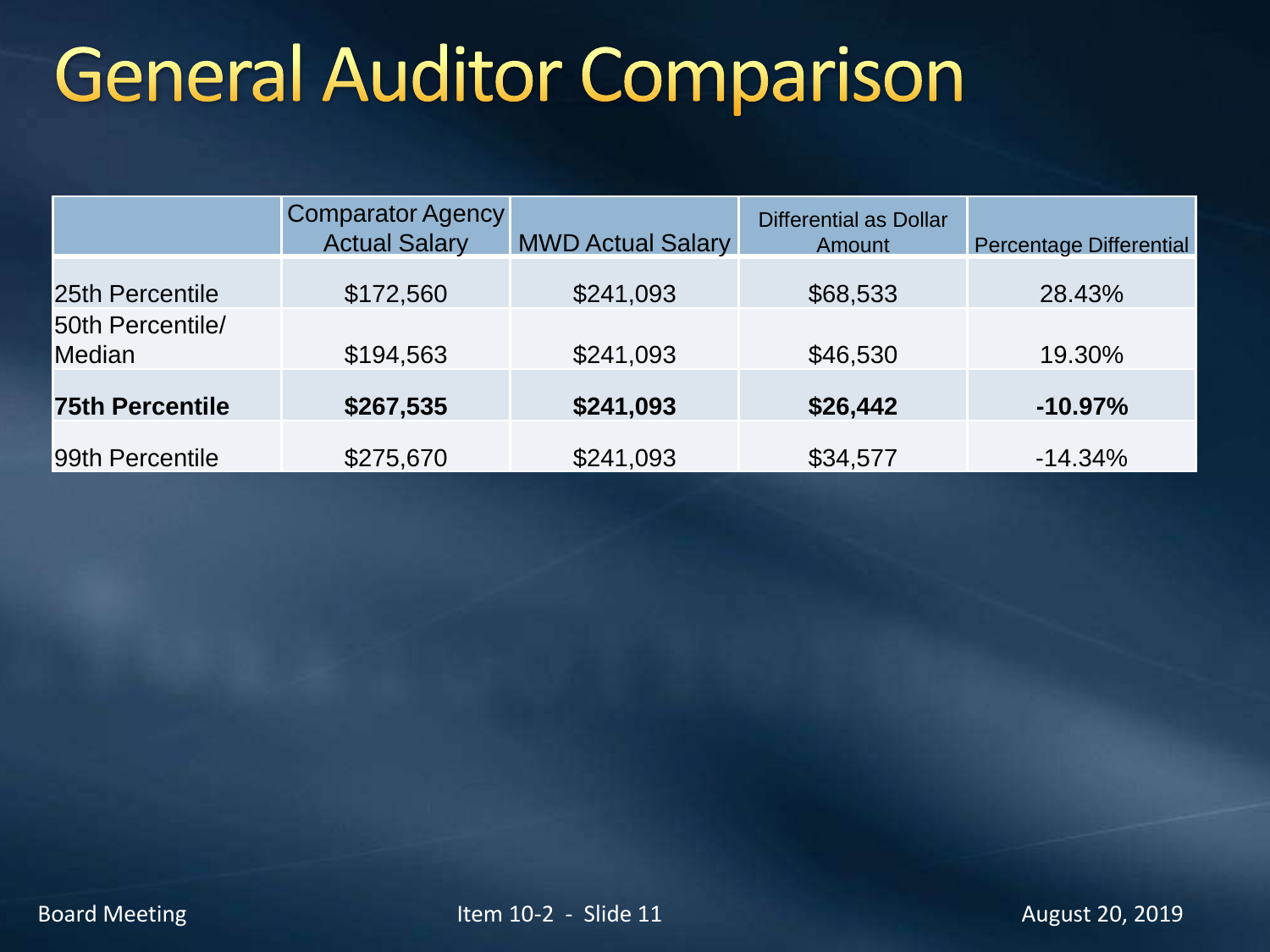# General Auditor Comparison

| | Comparator Agency Actual Salary | MWD Actual Salary | Differential as Dollar Amount | Percentage Differential |
|---|---|---|---|---|
| 25th Percentile | $172,560 | $241,093 | $68,533 | 28.43% |
| 50th Percentile/ Median | $194,563 | $241,093 | $46,530 | 19.30% |
| **75th Percentile** | **$267,535** | **$241,093** | **$26,442** | **-10.97%** |
| 99th Percentile | $275,670 | $241,093 | $34,577 | -14.34% |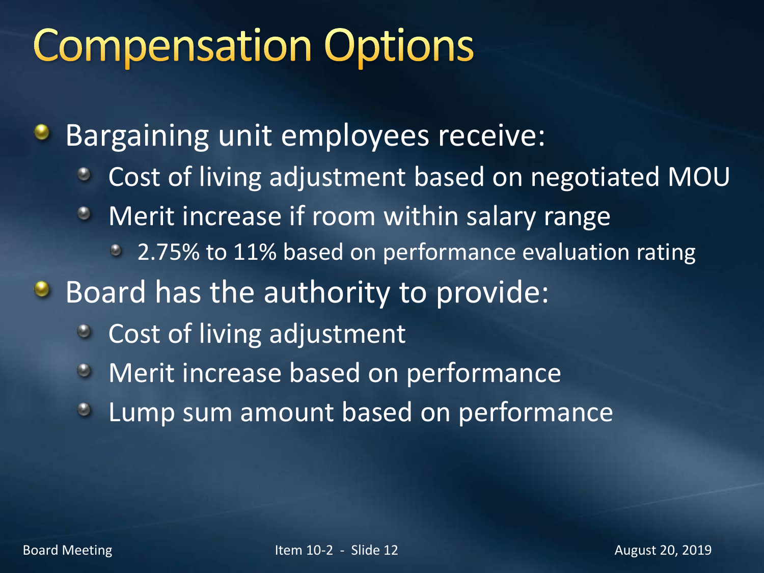# Compensation Options

- Bargaining unit employees receive:
  - Cost of living adjustment based on negotiated MOU
  - Merit increase if room within salary range
    - 2.75% to 11% based on performance evaluation rating
- Board has the authority to provide:
  - Cost of living adjustment
  - Merit increase based on performance
  - Lump sum amount based on performance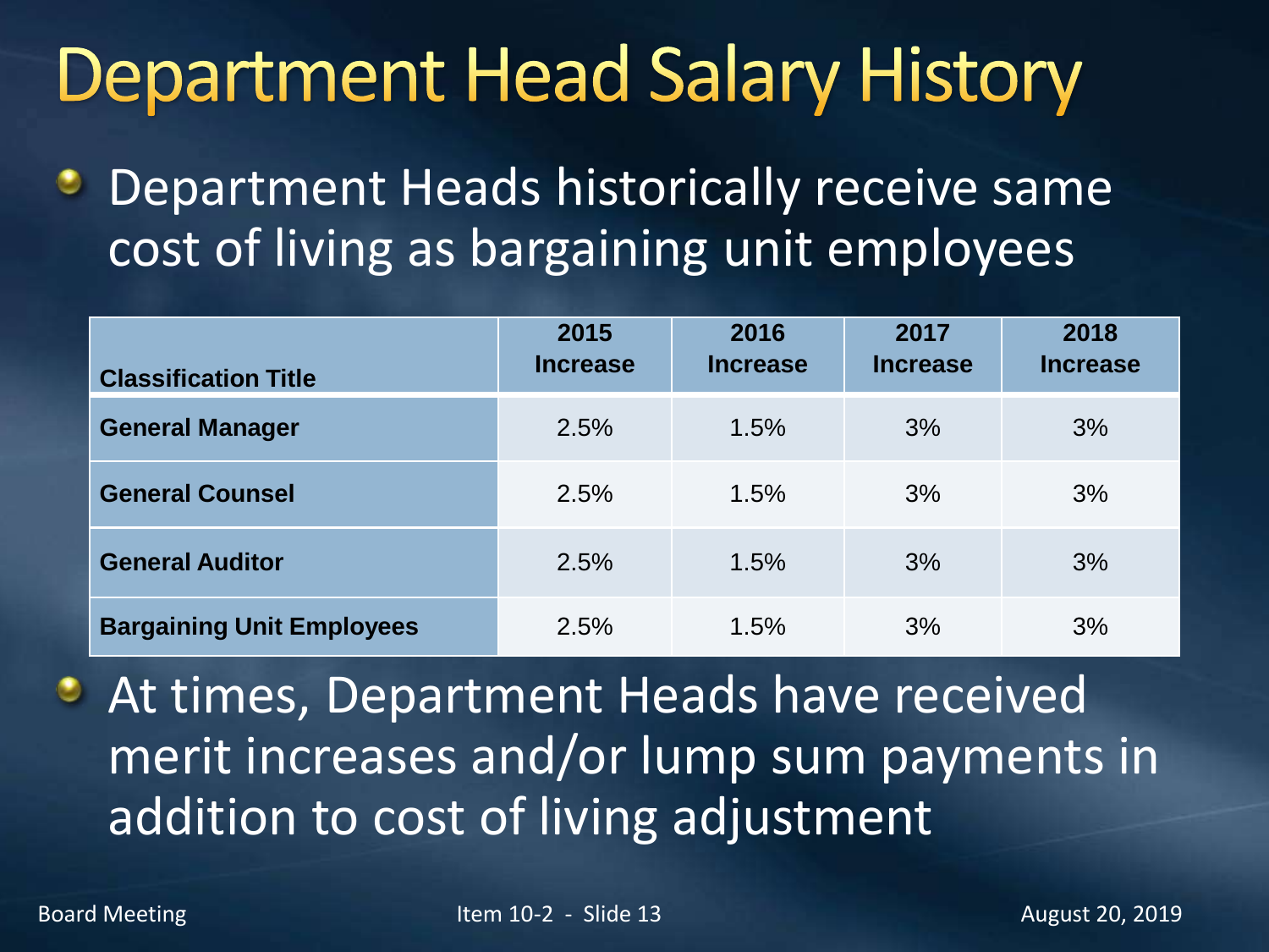# Department Head Salary History

- Department Heads historically receive same cost of living as bargaining unit employees

| Classification Title | 2015 Increase | 2016 Increase | 2017 Increase | 2018 Increase |
|---|---|---|---|---|
| **General Manager** | 2.5% | 1.5% | 3% | 3% |
| **General Counsel** | 2.5% | 1.5% | 3% | 3% |
| **General Auditor** | 2.5% | 1.5% | 3% | 3% |
| **Bargaining Unit Employees** | 2.5% | 1.5% | 3% | 3% |

- At times, Department Heads have received merit increases and/or lump sum payments in addition to cost of living adjustment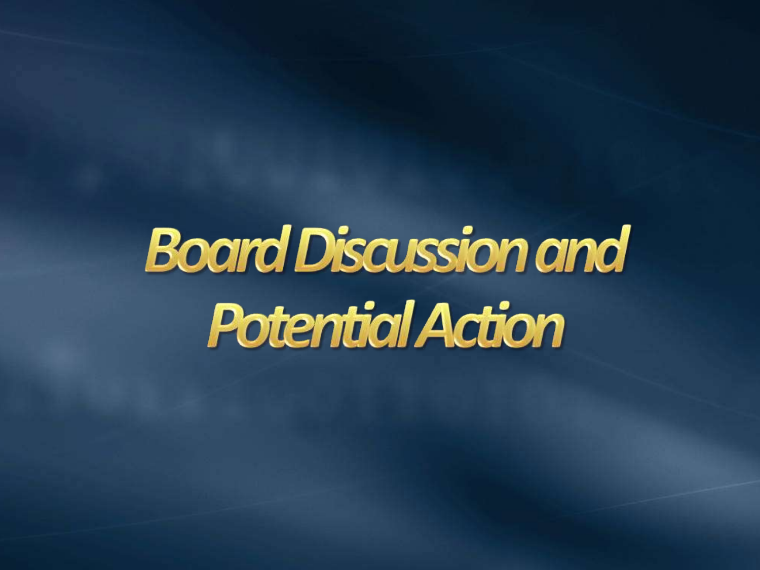# Board Discussion and Potential Action